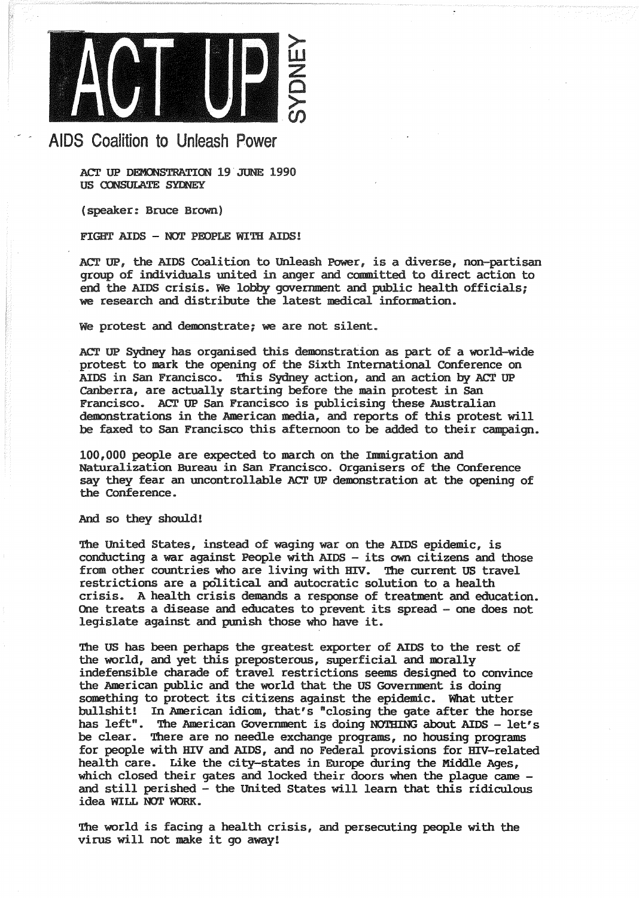# ACT UP SYDNEY

## AIDS Coalition to Unleash Power

ACT UP DEMONSTRATION 19 JUNE 1990
US CONSULATE SYDNEY

(speaker: Bruce Brown)

FIGHT AIDS - NOT PEOPLE WITH AIDS!

ACT UP, the AIDS Coalition to Unleash Power, is a diverse, non-partisan group of individuals united in anger and committed to direct action to end the AIDS crisis. We lobby government and public health officials; we research and distribute the latest medical information.

We protest and demonstrate; we are not silent.

ACT UP Sydney has organised this demonstration as part of a world-wide protest to mark the opening of the Sixth International Conference on AIDS in San Francisco. This Sydney action, and an action by ACT UP Canberra, are actually starting before the main protest in San Francisco. ACT UP San Francisco is publicising these Australian demonstrations in the American media, and reports of this protest will be faxed to San Francisco this afternoon to be added to their campaign.

100,000 people are expected to march on the Immigration and Naturalization Bureau in San Francisco. Organisers of the Conference say they fear an uncontrollable ACT UP demonstration at the opening of the Conference.

And so they should!

The United States, instead of waging war on the AIDS epidemic, is conducting a war against People with AIDS - its own citizens and those from other countries who are living with HIV. The current US travel restrictions are a political and autocratic solution to a health crisis. A health crisis demands a response of treatment and education. One treats a disease and educates to prevent its spread - one does not legislate against and punish those who have it.

The US has been perhaps the greatest exporter of AIDS to the rest of the world, and yet this preposterous, superficial and morally indefensible charade of travel restrictions seems designed to convince the American public and the world that the US Government is doing something to protect its citizens against the epidemic. What utter bullshit! In American idiom, that's "closing the gate after the horse has left". The American Government is doing NOTHING about AIDS - let's be clear. There are no needle exchange programs, no housing programs for people with HIV and AIDS, and no Federal provisions for HIV-related health care. Like the city-states in Europe during the Middle Ages, which closed their gates and locked their doors when the plague came - and still perished - the United States will learn that this ridiculous idea WILL NOT WORK.

The world is facing a health crisis, and persecuting people with the virus will not make it go away!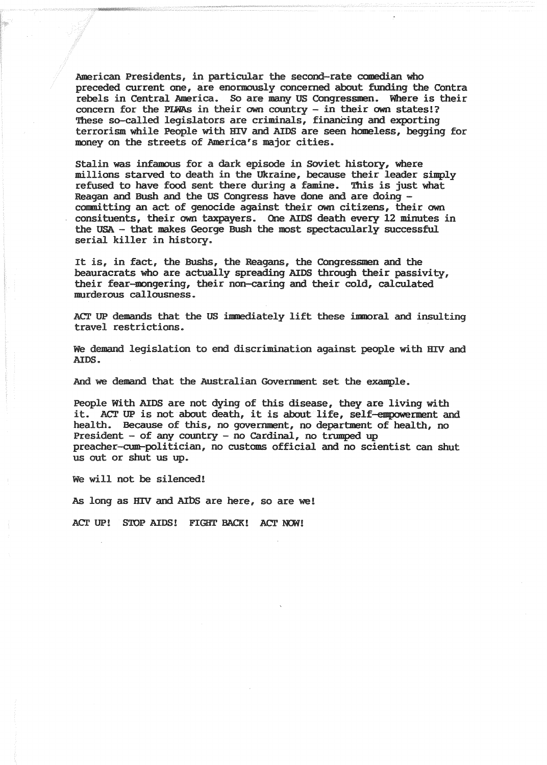American Presidents, in particular the second-rate comedian who preceded current one, are enormously concerned about funding the Contra rebels in Central America. So are many US Congressmen. Where is their concern for the PLWAs in their own country - in their own states!? These so-called legislators are criminals, financing and exporting terrorism while People with HIV and AIDS are seen homeless, begging for money on the streets of America's major cities.

Stalin was infamous for a dark episode in Soviet history, where millions starved to death in the Ukraine, because their leader simply refused to have food sent there during a famine. This is just what Reagan and Bush and the US Congress have done and are doing - committing an act of genocide against their own citizens, their own consituents, their own taxpayers. One AIDS death every 12 minutes in the USA - that makes George Bush the most spectacularly successful serial killer in history.

It is, in fact, the Bushs, the Reagans, the Congressmen and the beauracrats who are actually spreading AIDS through their passivity, their fear-mongering, their non-caring and their cold, calculated murderous callousness.

ACT UP demands that the US immediately lift these immoral and insulting travel restrictions.

We demand legislation to end discrimination against people with HIV and AIDS.

And we demand that the Australian Government set the example.

People With AIDS are not dying of this disease, they are living with it. ACT UP is not about death, it is about life, self-empowerment and health. Because of this, no government, no department of health, no President - of any country - no Cardinal, no trumped up preacher-cum-politician, no customs official and no scientist can shut us out or shut us up.

We will not be silenced!

As long as HIV and AIDS are here, so are we!

ACT UP! STOP AIDS! FIGHT BACK! ACT NOW!